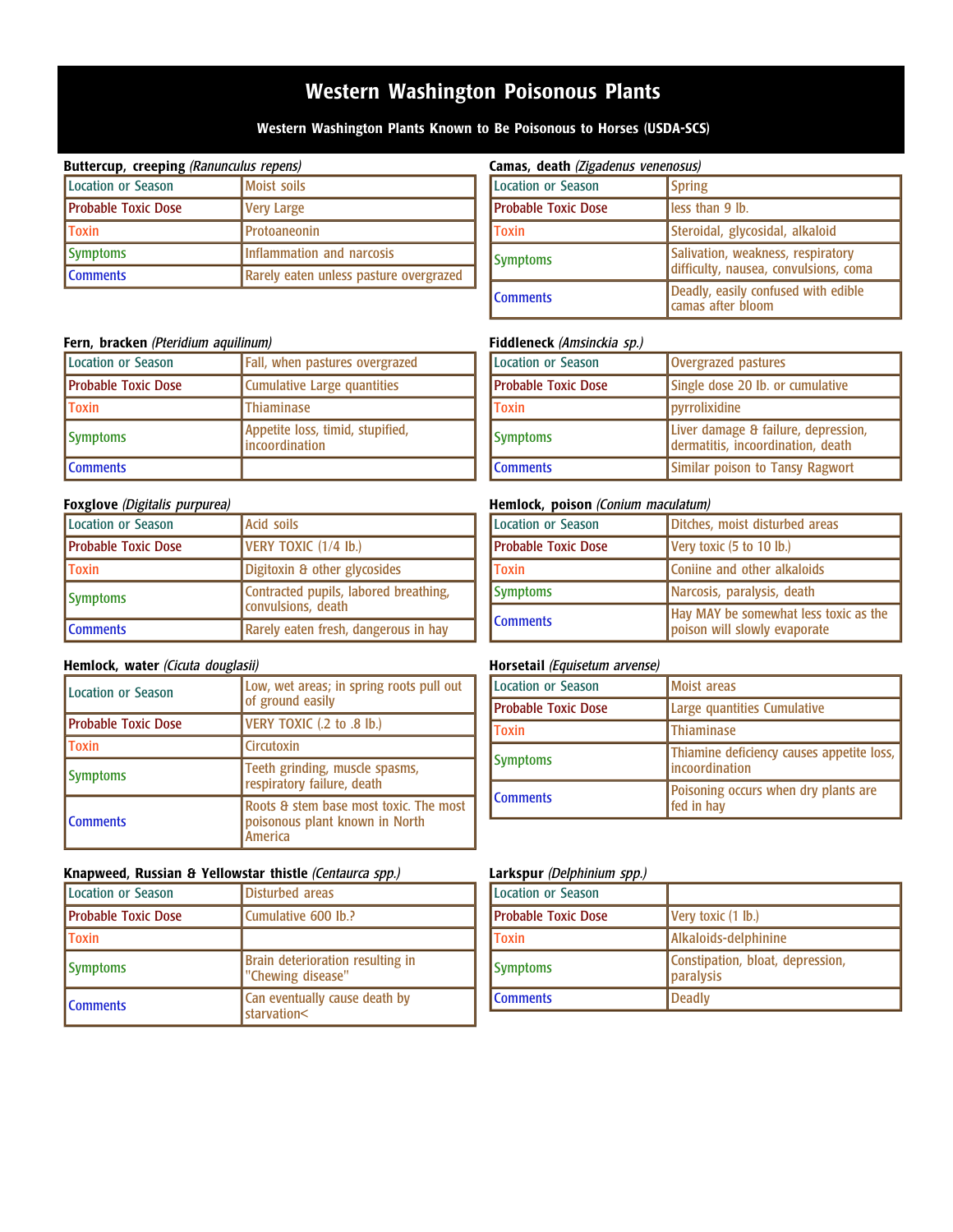# Western Washington Poisonous Plants

**Western Washington Plants Known to Be Poisonous to Horses (USDA-SCS)**

**Buttercup, creeping** *(Ranunculus repens)*

| | |
|---|---|
| Location or Season | Moist soils |
| Probable Toxic Dose | Very Large |
| Toxin | Protoaneonin |
| Symptoms | Inflammation and narcosis |
| Comments | Rarely eaten unless pasture overgrazed |

**Camas, death** *(Zigadenus venenosus)*

| | |
|---|---|
| Location or Season | Spring |
| Probable Toxic Dose | less than 9 lb. |
| Toxin | Steroidal, glycosidal, alkaloid |
| Symptoms | Salivation, weakness, respiratory difficulty, nausea, convulsions, coma |
| Comments | Deadly, easily confused with edible camas after bloom |

**Fern, bracken** *(Pteridium aquilinum)*

| | |
|---|---|
| Location or Season | Fall, when pastures overgrazed |
| Probable Toxic Dose | Cumulative Large quantities |
| Toxin | Thiaminase |
| Symptoms | Appetite loss, timid, stupified, incoordination |
| Comments | |

**Fiddleneck** *(Amsinckia sp.)*

| | |
|---|---|
| Location or Season | Overgrazed pastures |
| Probable Toxic Dose | Single dose 20 lb. or cumulative |
| Toxin | pyrrolixidine |
| Symptoms | Liver damage & failure, depression, dermatitis, incoordination, death |
| Comments | Similar poison to Tansy Ragwort |

**Foxglove** *(Digitalis purpurea)*

| | |
|---|---|
| Location or Season | Acid soils |
| Probable Toxic Dose | VERY TOXIC (1/4 lb.) |
| Toxin | Digitoxin & other glycosides |
| Symptoms | Contracted pupils, labored breathing, convulsions, death |
| Comments | Rarely eaten fresh, dangerous in hay |

**Hemlock, poison** *(Conium maculatum)*

| | |
|---|---|
| Location or Season | Ditches, moist disturbed areas |
| Probable Toxic Dose | Very toxic (5 to 10 lb.) |
| Toxin | Coniine and other alkaloids |
| Symptoms | Narcosis, paralysis, death |
| Comments | Hay MAY be somewhat less toxic as the poison will slowly evaporate |

**Hemlock, water** *(Cicuta douglasii)*

| | |
|---|---|
| Location or Season | Low, wet areas; in spring roots pull out of ground easily |
| Probable Toxic Dose | VERY TOXIC (.2 to .8 lb.) |
| Toxin | Circutoxin |
| Symptoms | Teeth grinding, muscle spasms, respiratory failure, death |
| Comments | Roots & stem base most toxic. The most poisonous plant known in North America |

**Horsetail** *(Equisetum arvense)*

| | |
|---|---|
| Location or Season | Moist areas |
| Probable Toxic Dose | Large quantities Cumulative |
| Toxin | Thiaminase |
| Symptoms | Thiamine deficiency causes appetite loss, incoordination |
| Comments | Poisoning occurs when dry plants are fed in hay |

**Knapweed, Russian & Yellowstar thistle** *(Centaurca spp.)*

| | |
|---|---|
| Location or Season | Disturbed areas |
| Probable Toxic Dose | Cumulative 600 lb.? |
| Toxin | |
| Symptoms | Brain deterioration resulting in "Chewing disease" |
| Comments | Can eventually cause death by starvation< |

**Larkspur** *(Delphinium spp.)*

| | |
|---|---|
| Location or Season | |
| Probable Toxic Dose | Very toxic (1 lb.) |
| Toxin | Alkaloids-delphinine |
| Symptoms | Constipation, bloat, depression, paralysis |
| Comments | Deadly |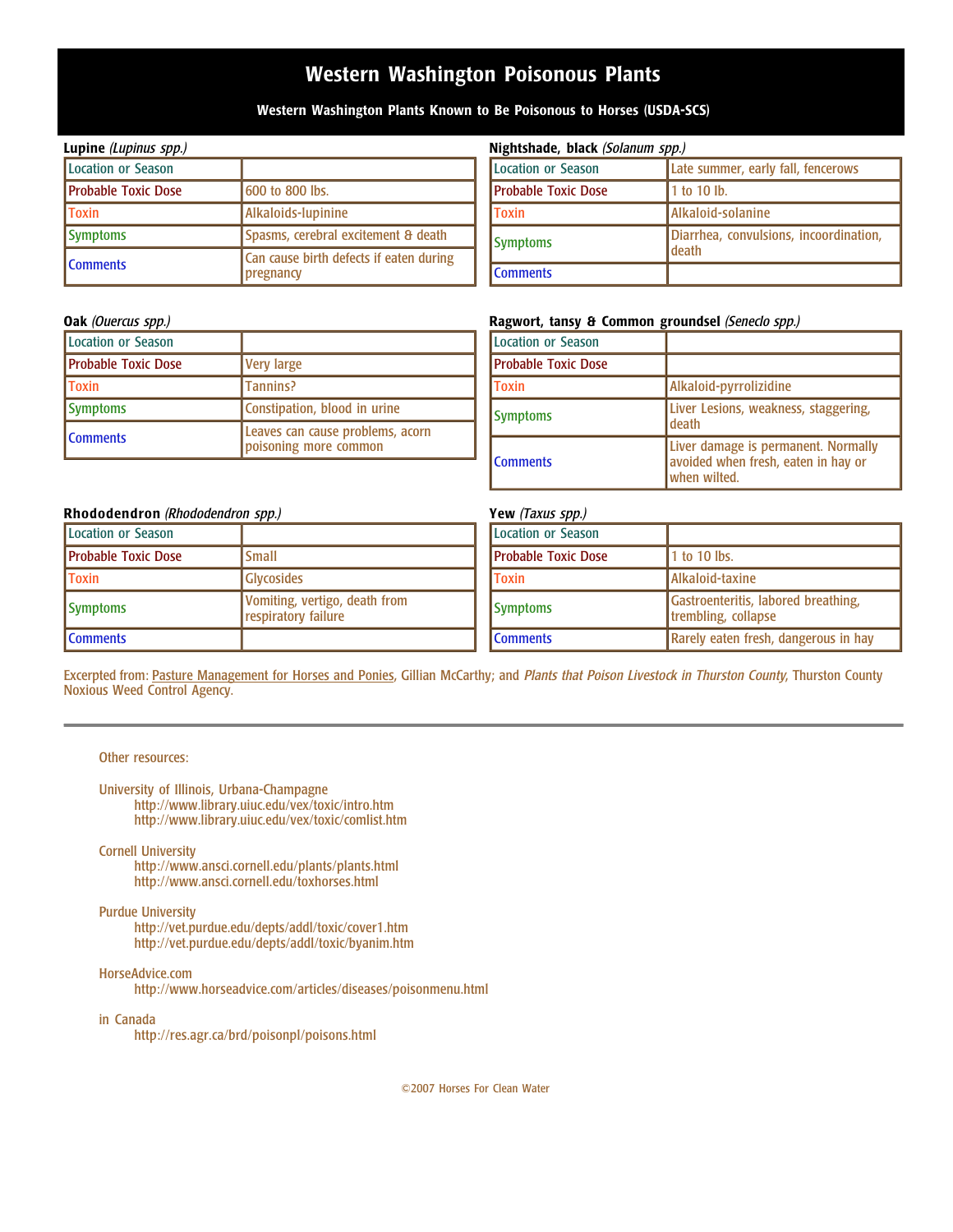# Western Washington Poisonous Plants

**Western Washington Plants Known to Be Poisonous to Horses (USDA-SCS)**

**Lupine** *(Lupinus spp.)*

| | |
|---|---|
| Location or Season | |
| Probable Toxic Dose | 600 to 800 lbs. |
| Toxin | Alkaloids-lupinine |
| Symptoms | Spasms, cerebral excitement & death |
| Comments | Can cause birth defects if eaten during pregnancy |

**Nightshade, black** *(Solanum spp.)*

| | |
|---|---|
| Location or Season | Late summer, early fall, fencerows |
| Probable Toxic Dose | 1 to 10 lb. |
| Toxin | Alkaloid-solanine |
| Symptoms | Diarrhea, convulsions, incoordination, death |
| Comments | |

**Oak** *(Ouercus spp.)*

| | |
|---|---|
| Location or Season | |
| Probable Toxic Dose | Very large |
| Toxin | Tannins? |
| Symptoms | Constipation, blood in urine |
| Comments | Leaves can cause problems, acorn poisoning more common |

**Ragwort, tansy & Common groundsel** *(Seneclo spp.)*

| | |
|---|---|
| Location or Season | |
| Probable Toxic Dose | |
| Toxin | Alkaloid-pyrrolizidine |
| Symptoms | Liver Lesions, weakness, staggering, death |
| Comments | Liver damage is permanent. Normally avoided when fresh, eaten in hay or when wilted. |

**Rhododendron** *(Rhododendron spp.)*

| | |
|---|---|
| Location or Season | |
| Probable Toxic Dose | Small |
| Toxin | Glycosides |
| Symptoms | Vomiting, vertigo, death from respiratory failure |
| Comments | |

**Yew** *(Taxus spp.)*

| | |
|---|---|
| Location or Season | |
| Probable Toxic Dose | 1 to 10 lbs. |
| Toxin | Alkaloid-taxine |
| Symptoms | Gastroenteritis, labored breathing, trembling, collapse |
| Comments | Rarely eaten fresh, dangerous in hay |

Excerpted from: Pasture Management for Horses and Ponies, Gillian McCarthy; and *Plants that Poison Livestock in Thurston County,* Thurston County Noxious Weed Control Agency.

---

Other resources:

University of Illinois, Urbana-Champagne
- http://www.library.uiuc.edu/vex/toxic/intro.htm
- http://www.library.uiuc.edu/vex/toxic/comlist.htm

Cornell University
- http://www.ansci.cornell.edu/plants/plants.html
- http://www.ansci.cornell.edu/toxhorses.html

Purdue University
- http://vet.purdue.edu/depts/addl/toxic/cover1.htm
- http://vet.purdue.edu/depts/addl/toxic/byanim.htm

HorseAdvice.com
- http://www.horseadvice.com/articles/diseases/poisonmenu.html

in Canada
- http://res.agr.ca/brd/poisonpl/poisons.html

©2007 Horses For Clean Water